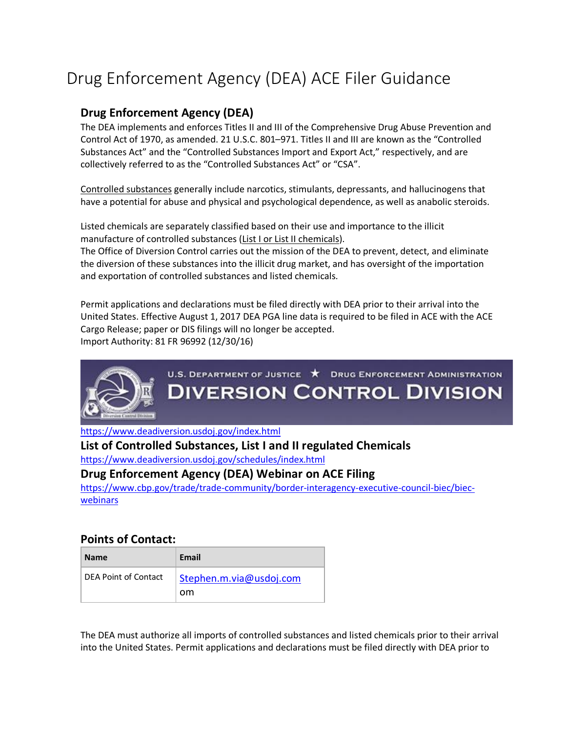# Drug Enforcement Agency (DEA) ACE Filer Guidance

## Drug Enforcement Agency (DEA)

The DEA implements and enforces Titles II and III of the Comprehensive Drug Abuse Prevention and Control Act of 1970, as amended. 21 U.S.C. 801–971. Titles II and III are known as the "Controlled Substances Act" and the "Controlled Substances Import and Export Act," respectively, and are collectively referred to as the "Controlled Substances Act" or "CSA".

Controlled substances generally include narcotics, stimulants, depressants, and hallucinogens that have a potential for abuse and physical and psychological dependence, as well as anabolic steroids.

Listed chemicals are separately classified based on their use and importance to the illicit manufacture of controlled substances (List I or List II chemicals).
The Office of Diversion Control carries out the mission of the DEA to prevent, detect, and eliminate the diversion of these substances into the illicit drug market, and has oversight of the importation and exportation of controlled substances and listed chemicals.

Permit applications and declarations must be filed directly with DEA prior to their arrival into the United States. Effective August 1, 2017 DEA PGA line data is required to be filed in ACE with the ACE Cargo Release; paper or DIS filings will no longer be accepted.
Import Authority: 81 FR 96992 (12/30/16)

U.S. DEPARTMENT OF JUSTICE ★ DRUG ENFORCEMENT ADMINISTRATION
DIVERSION CONTROL DIVISION

https://www.deadiversion.usdoj.gov/index.html

### List of Controlled Substances, List I and II regulated Chemicals

https://www.deadiversion.usdoj.gov/schedules/index.html

### Drug Enforcement Agency (DEA) Webinar on ACE Filing

https://www.cbp.gov/trade/trade-community/border-interagency-executive-council-biec/biec-webinars

## Points of Contact:

| Name | Email |
|---|---|
| DEA Point of Contact | Stephen.m.via@usdoj.com om |

The DEA must authorize all imports of controlled substances and listed chemicals prior to their arrival into the United States. Permit applications and declarations must be filed directly with DEA prior to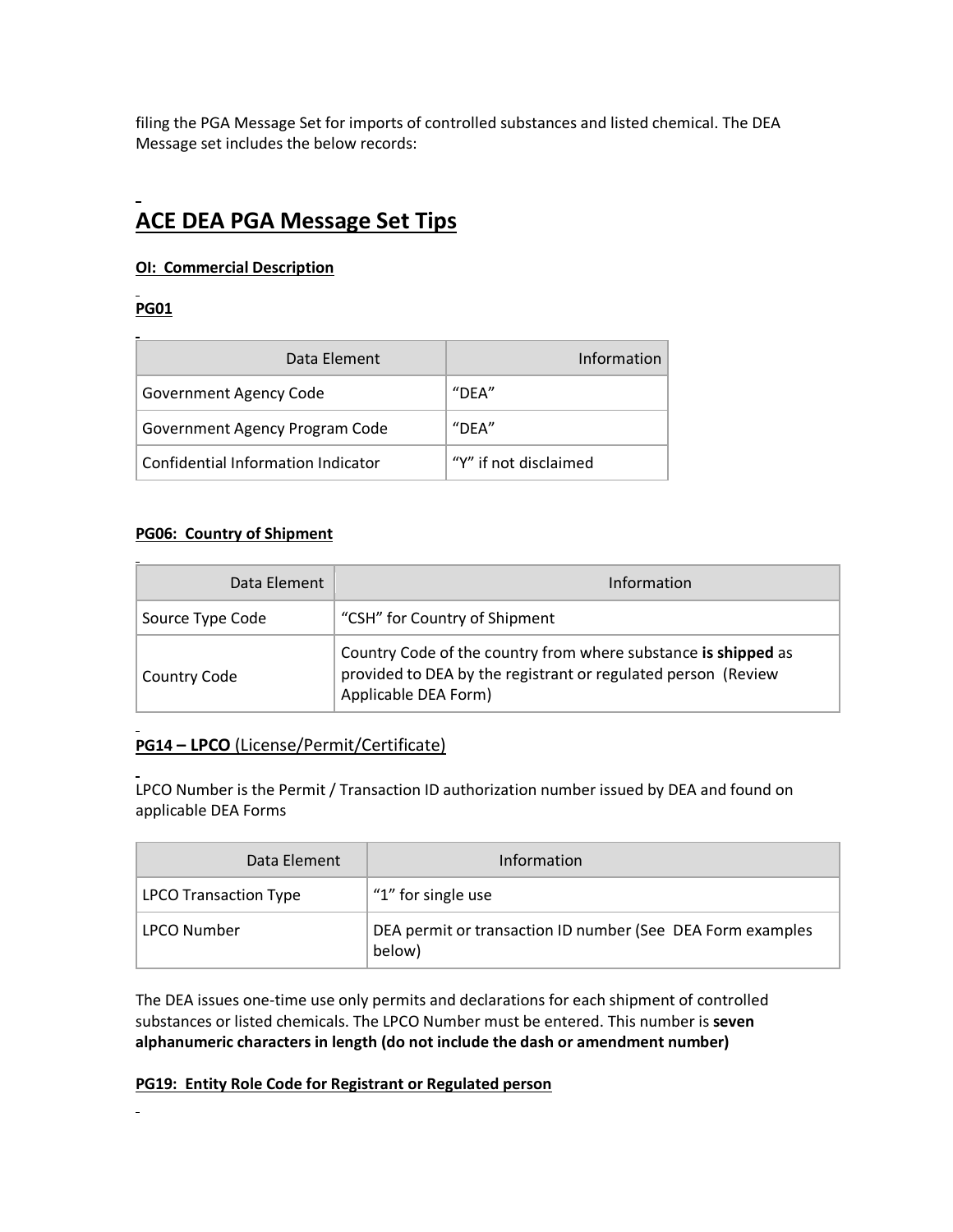filing the PGA Message Set for imports of controlled substances and listed chemical. The DEA Message set includes the below records:

## ACE DEA PGA Message Set Tips

**OI: Commercial Description**

**PG01**

| Data Element | Information |
|---|---|
| Government Agency Code | "DEA" |
| Government Agency Program Code | "DEA" |
| Confidential Information Indicator | "Y" if not disclaimed |

**PG06: Country of Shipment**

| Data Element | Information |
|---|---|
| Source Type Code | "CSH" for Country of Shipment |
| Country Code | Country Code of the country from where substance **is shipped** as provided to DEA by the registrant or regulated person (Review Applicable DEA Form) |

**PG14 – LPCO** (License/Permit/Certificate)

LPCO Number is the Permit / Transaction ID authorization number issued by DEA and found on applicable DEA Forms

| Data Element | Information |
|---|---|
| LPCO Transaction Type | "1" for single use |
| LPCO Number | DEA permit or transaction ID number (See DEA Form examples below) |

The DEA issues one-time use only permits and declarations for each shipment of controlled substances or listed chemicals. The LPCO Number must be entered. This number is **seven alphanumeric characters in length (do not include the dash or amendment number)**

**PG19: Entity Role Code for Registrant or Regulated person**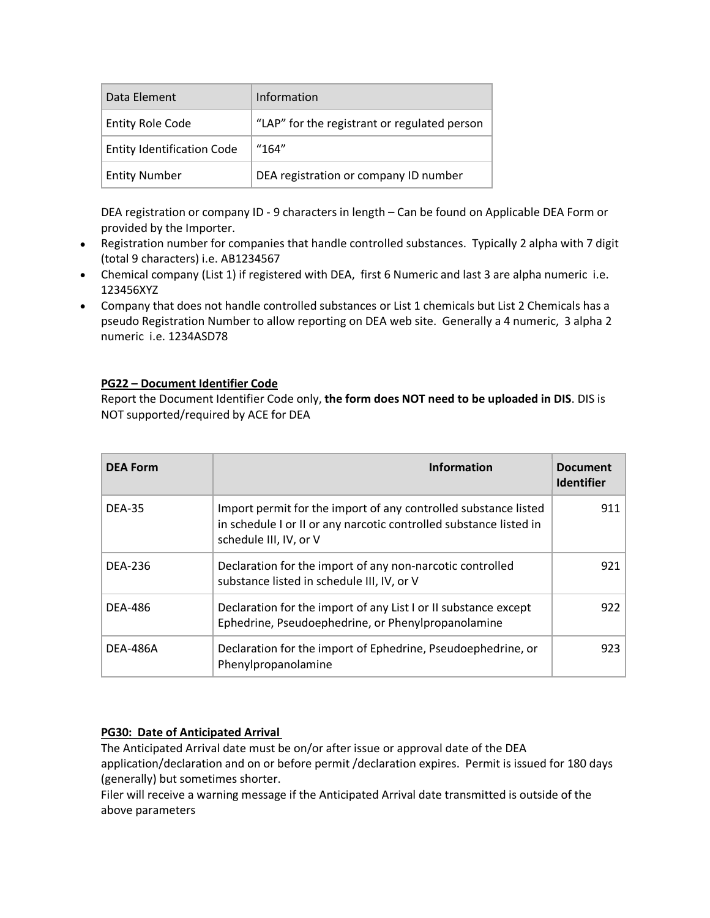| Data Element | Information |
| --- | --- |
| Entity Role Code | "LAP" for the registrant or regulated person |
| Entity Identification Code | "164" |
| Entity Number | DEA registration or company ID number |

DEA registration or company ID - 9 characters in length – Can be found on Applicable DEA Form or provided by the Importer.

- Registration number for companies that handle controlled substances. Typically 2 alpha with 7 digit (total 9 characters) i.e. AB1234567
- Chemical company (List 1) if registered with DEA, first 6 Numeric and last 3 are alpha numeric i.e. 123456XYZ
- Company that does not handle controlled substances or List 1 chemicals but List 2 Chemicals has a pseudo Registration Number to allow reporting on DEA web site. Generally a 4 numeric, 3 alpha 2 numeric i.e. 1234ASD78

**PG22 – Document Identifier Code**

Report the Document Identifier Code only, **the form does NOT need to be uploaded in DIS**. DIS is NOT supported/required by ACE for DEA

| DEA Form | Information | Document Identifier |
| --- | --- | --- |
| DEA-35 | Import permit for the import of any controlled substance listed in schedule I or II or any narcotic controlled substance listed in schedule III, IV, or V | 911 |
| DEA-236 | Declaration for the import of any non-narcotic controlled substance listed in schedule III, IV, or V | 921 |
| DEA-486 | Declaration for the import of any List I or II substance except Ephedrine, Pseudoephedrine, or Phenylpropanolamine | 922 |
| DEA-486A | Declaration for the import of Ephedrine, Pseudoephedrine, or Phenylpropanolamine | 923 |

**PG30: Date of Anticipated Arrival**

The Anticipated Arrival date must be on/or after issue or approval date of the DEA application/declaration and on or before permit /declaration expires. Permit is issued for 180 days (generally) but sometimes shorter.

Filer will receive a warning message if the Anticipated Arrival date transmitted is outside of the above parameters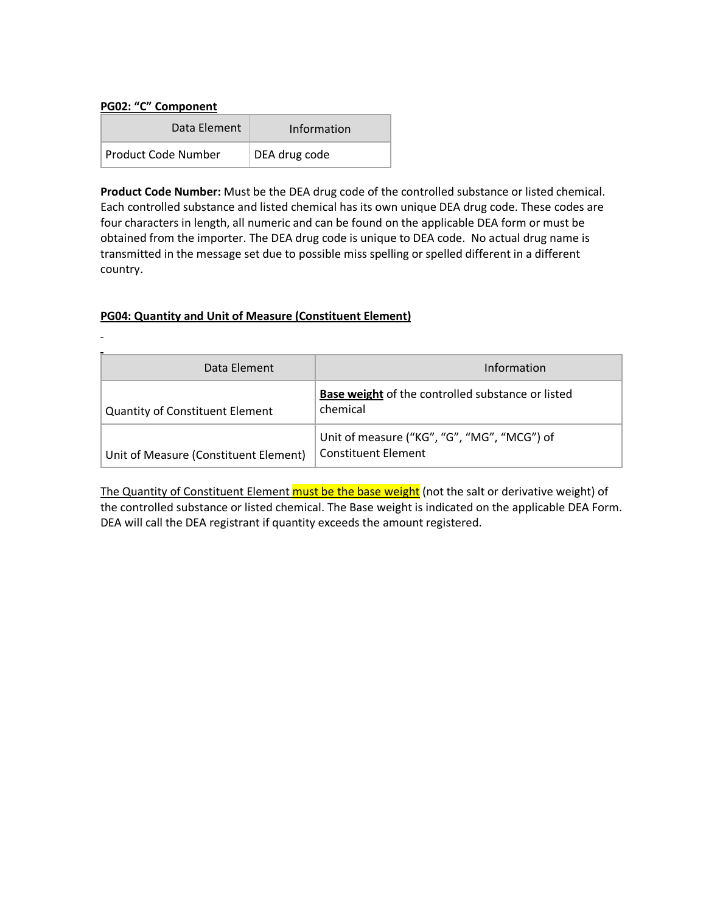**PG02: "C" Component**

| Data Element | Information |
| --- | --- |
| Product Code Number | DEA drug code |

**Product Code Number:** Must be the DEA drug code of the controlled substance or listed chemical. Each controlled substance and listed chemical has its own unique DEA drug code. These codes are four characters in length, all numeric and can be found on the applicable DEA form or must be obtained from the importer. The DEA drug code is unique to DEA code.  No actual drug name is transmitted in the message set due to possible miss spelling or spelled different in a different country.

**PG04: Quantity and Unit of Measure (Constituent Element)**

| Data Element | Information |
| --- | --- |
| Quantity of Constituent Element | **Base weight** of the controlled substance or listed chemical |
| Unit of Measure (Constituent Element) | Unit of measure ("KG", "G", "MG", "MCG") of Constituent Element |

The Quantity of Constituent Element must be the base weight (not the salt or derivative weight) of the controlled substance or listed chemical. The Base weight is indicated on the applicable DEA Form. DEA will call the DEA registrant if quantity exceeds the amount registered.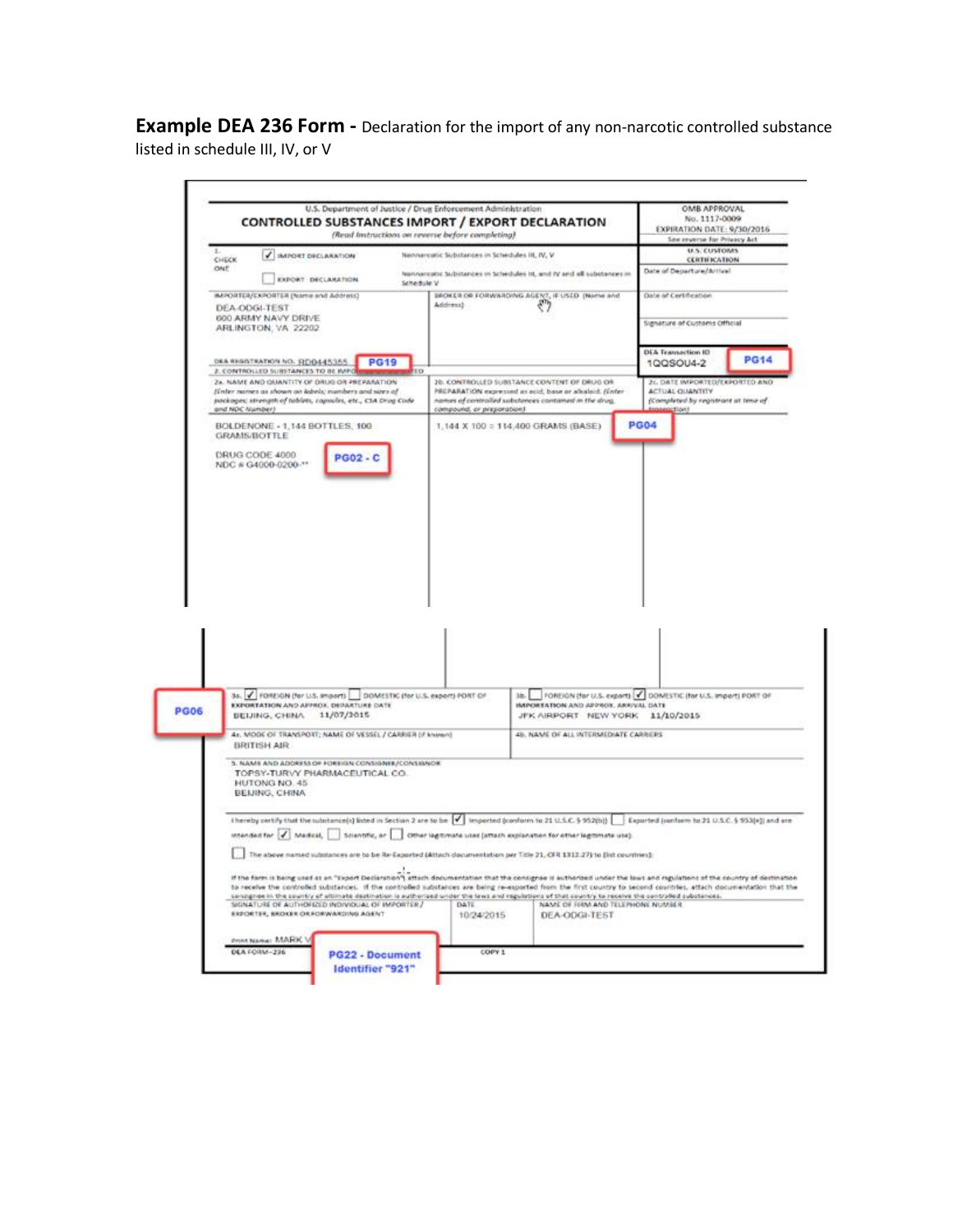**Example DEA 236 Form -** Declaration for the import of any non-narcotic controlled substance listed in schedule III, IV, or V

U.S. Department of Justice / Drug Enforcement Administration

## CONTROLLED SUBSTANCES IMPORT / EXPORT DECLARATION

*(Read instructions on reverse before completing)*

OMB APPROVAL
No. 1117-0009
EXPIRATION DATE: 9/30/2016
See reverse for Privacy Act

1. CHECK ONE

- [x] IMPORT DECLARATION — Nonnarcotic Substances in Schedules III, IV, V
- [ ] EXPORT DECLARATION — Nonnarcotic Substances in Schedules III, and IV and all substances in Schedule V

U.S. CUSTOMS CERTIFICATION

Date of Departure/Arrival

Date of Certification

Signature of Customs Official

IMPORTER/EXPORTER (Name and Address)
DEA-ODGI-TEST
600 ARMY NAVY DRIVE
ARLINGTON, VA 22202

BROKER OR FORWARDING AGENT, IF USED (Name and Address)

DEA REGISTRATION NO. RD0445355 **PG19**

DEA Transaction ID
1QQSOU4-2 **PG14**

2. CONTROLLED SUBSTANCES TO BE IMPORTED

| 2a. NAME AND QUANTITY OF DRUG OR PREPARATION *(Enter names as shown on labels; numbers and sizes of packages; strength of tablets, capsules, etc., CSA Drug Code and NDC Number)* | 2b. CONTROLLED SUBSTANCE CONTENT OF DRUG OR PREPARATION expressed as acid, base or alkaloid. *(Enter names of controlled substances contained in the drug, compound, or preparation)* | 2c. DATE IMPORTED/EXPORTED AND ACTUAL QUANTITY *(Completed by registrant at time of transaction)* |
|---|---|---|
| BOLDENONE - 1,144 BOTTLES, 100 GRAMS/BOTTLE<br><br>DRUG CODE 4000<br>NDC # G4000-0200-** **PG02 - C** | 1,144 X 100 = 114,400 GRAMS (BASE) **PG04** | |

**PG06**

3a. [x] FOREIGN (for U.S. import) [ ] DOMESTIC (for U.S. export) PORT OF EXPORTATION AND APPROX. DEPARTURE DATE
BEIJING, CHINA 11/07/2015

3b. [ ] FOREIGN (for U.S. export) [x] DOMESTIC (for U.S. import) PORT OF IMPORTATION AND APPROX. ARRIVAL DATE
JFK AIRPORT NEW YORK 11/10/2015

4a. MODE OF TRANSPORT; NAME OF VESSEL / CARRIER (if known)
BRITISH AIR

4b. NAME OF ALL INTERMEDIATE CARRIERS

5. NAME AND ADDRESS OF FOREIGN CONSIGNEE/CONSIGNOR
TOPSY-TURVY PHARMACEUTICAL CO.
HUTONG NO. 45
BEIJING, CHINA

I hereby certify that the substance(s) listed in Section 2 are to be [x] Imported (conform to 21 U.S.C. § 952(b)) [ ] Exported (conform to 21 U.S.C. § 953(e)) and are intended for [x] Medical, [ ] Scientific, or [ ] Other legitimate uses (attach explanation for other legitimate use).

[ ] The above named substances are to be Re-Exported (Attach documentation per Title 21, CFR 1312.27) to (list countries):

If the form is being used as an "Export Declaration", attach documentation that the consignee is authorized under the laws and regulations of the country of destination to receive the controlled substances. If the controlled substances are being re-exported from the first country to second countries, attach documentation that the consignee in the country of ultimate destination is authorized under the laws and regulations of that country to receive the controlled substances.

| SIGNATURE OF AUTHORIZED INDIVIDUAL OF IMPORTER / EXPORTER, BROKER OR FORWARDING AGENT | DATE | NAME OF FIRM AND TELEPHONE NUMBER |
|---|---|---|
| Print Name: MARK V | 10/24/2015 | DEA-ODGI-TEST |

DEA FORM—236 **PG22 - Document Identifier "921"** COPY 1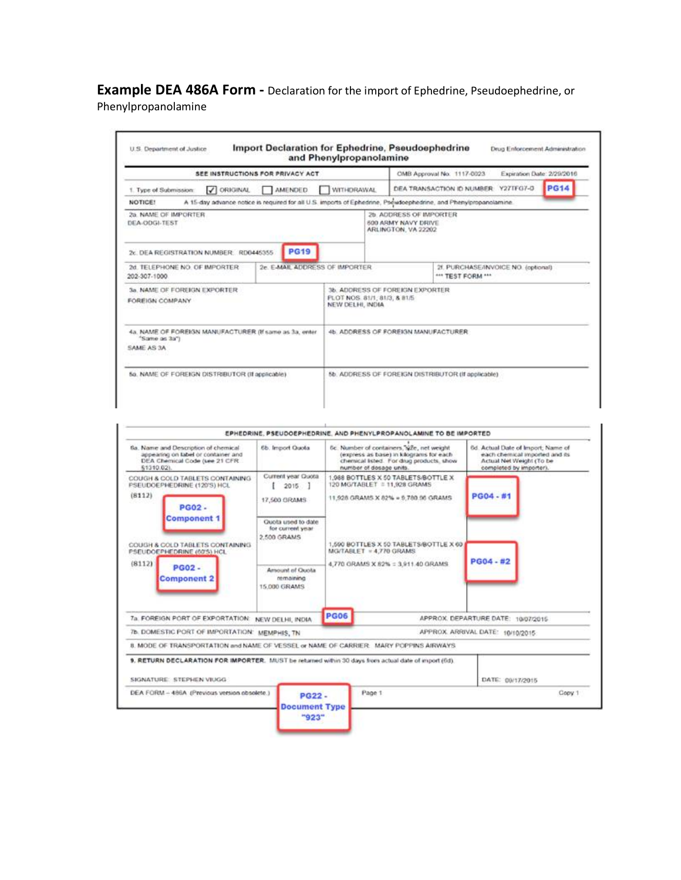**Example DEA 486A Form -** Declaration for the import of Ephedrine, Pseudoephedrine, or Phenylpropanolamine

U.S. Department of Justice | **Import Declaration for Ephedrine, Pseudoephedrine and Phenylpropanolamine** | Drug Enforcement Administration

**SEE INSTRUCTIONS FOR PRIVACY ACT**

OMB Approval No. 1117-0023 Expiration Date: 2/29/2016

1. Type of Submission: ☑ ORIGINAL ☐ AMENDED ☐ WITHDRAWAL

DEA TRANSACTION ID NUMBER: Y27TFG7-0 **PG14**

**NOTICE!** A 15-day advance notice is required for all U.S. imports of Ephedrine, Pseudoephedrine, and Phenylpropanolamine.

| | |
|---|---|
| 2a. NAME OF IMPORTER<br>DEA-ODGI-TEST | 2b. ADDRESS OF IMPORTER<br>600 ARMY NAVY DRIVE<br>ARLINGTON, VA 22202 |
| 2c. DEA REGISTRATION NUMBER: RD0445355 **PG19** | |

| 2d. TELEPHONE NO. OF IMPORTER | 2e. E-MAIL ADDRESS OF IMPORTER | 2f. PURCHASE/INVOICE NO. (optional) |
|---|---|---|
| 202-307-1000 | | *** TEST FORM *** |

| | |
|---|---|
| 3a. NAME OF FOREIGN EXPORTER<br>FOREIGN COMPANY | 3b. ADDRESS OF FOREIGN EXPORTER<br>PLOT NOS. 81/1, 81/3, & 81/5<br>NEW DELHI, INDIA |
| 4a. NAME OF FOREIGN MANUFACTURER (If same as 3a, enter "Same as 3a")<br>SAME AS 3A | 4b. ADDRESS OF FOREIGN MANUFACTURER |
| 5a. NAME OF FOREIGN DISTRIBUTOR (If applicable) | 5b. ADDRESS OF FOREIGN DISTRIBUTOR (If applicable) |

**EPHEDRINE, PSEUDOEPHEDRINE, AND PHENYLPROPANOLAMINE TO BE IMPORTED**

| 6a. Name and Description of chemical appearing on label or container and DEA Chemical Code (see 21 CFR §1310.02). | 6b. Import Quota | 6c. Number of containers, size, net weight (express as base) in kilograms for each chemical listed. For drug products, show number of dosage units. | 6d. Actual Date of Import; Name of each chemical imported and its Actual Net Weight (To be completed by importer). |
|---|---|---|---|
| COUGH & COLD TABLETS CONTAINING PSEUDOEPHEDRINE (120'S) HCL<br>(8112)<br>**PG02 - Component 1** | Current year Quota [ 2015 ]<br>17,500 GRAMS<br>Quota used to date for current year<br>2,500 GRAMS | 1,988 BOTTLES X 50 TABLETS/BOTTLE X 120 MG/TABLET = 11,928 GRAMS<br>11,928 GRAMS X 82% = 9,780.96 GRAMS | **PG04 - #1** |
| COUGH & COLD TABLETS CONTAINING PSEUDOEPHEDRINE (60'S) HCL<br>(8112)<br>**PG02 - Component 2** | Amount of Quota remaining<br>15,000 GRAMS | 1,590 BOTTLES X 50 TABLETS/BOTTLE X 60 MG/TABLET = 4,770 GRAMS<br>4,770 GRAMS X 82% = 3,911.40 GRAMS | **PG04 - #2** |

7a. FOREIGN PORT OF EXPORTATION: NEW DELHI, INDIA **PG06** APPROX. DEPARTURE DATE: 10/07/2015

7b. DOMESTIC PORT OF IMPORTATION: MEMPHIS, TN APPROX. ARRIVAL DATE: 10/10/2015

8. MODE OF TRANSPORTATION and NAME OF VESSEL or NAME OF CARRIER: MARY POPPINS AIRWAYS

**9. RETURN DECLARATION FOR IMPORTER.** MUST be returned within 30 days from actual date of import (6d).

SIGNATURE: STEPHEN VIUGG DATE: 09/17/2015

DEA FORM – 486A (Previous version obsolete.) **PG22 - Document Type "923"** Page 1 Copy 1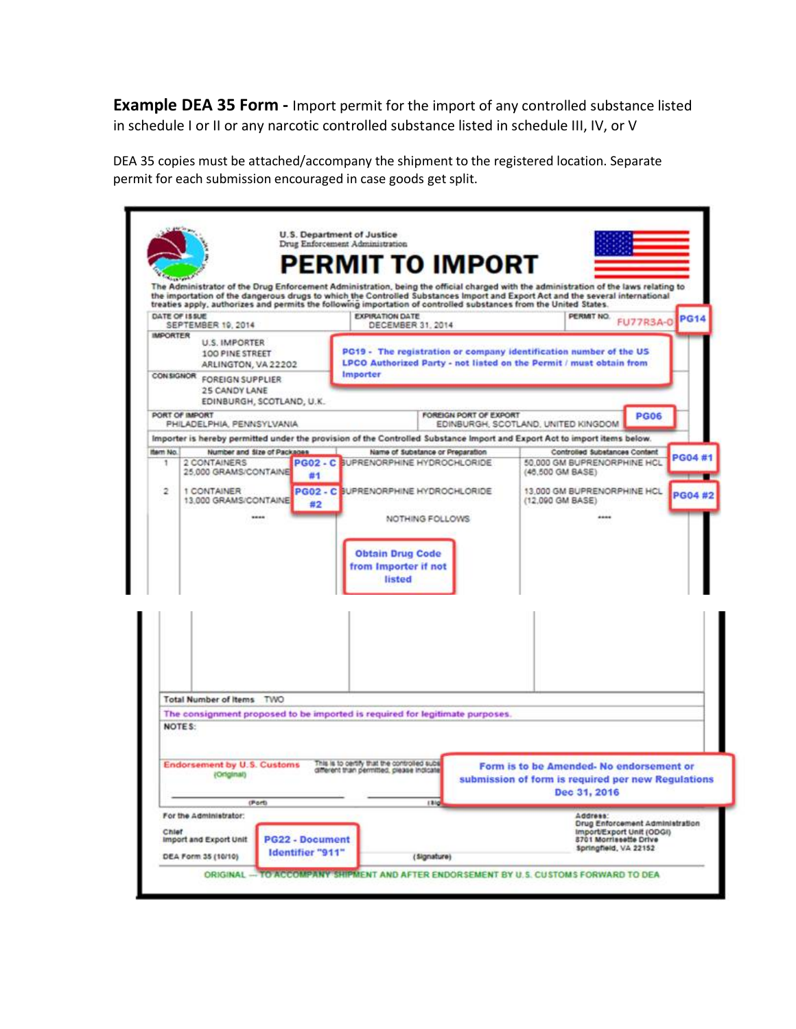**Example DEA 35 Form -** Import permit for the import of any controlled substance listed in schedule I or II or any narcotic controlled substance listed in schedule III, IV, or V

DEA 35 copies must be attached/accompany the shipment to the registered location. Separate permit for each submission encouraged in case goods get split.

U.S. Department of Justice
Drug Enforcement Administration

# PERMIT TO IMPORT

The Administrator of the Drug Enforcement Administration, being the official charged with the administration of the laws relating to the importation of the dangerous drugs to which the Controlled Substances Import and Export Act and the several international treaties apply, authorizes and permits the following importation of controlled substances from the United States.

DATE OF ISSUE: SEPTEMBER 19, 2014
EXPIRATION DATE: DECEMBER 31, 2014
PERMIT NO. FU77R3A-0 **PG14**

IMPORTER: U.S. IMPORTER, 100 PINE STREET, ARLINGTON, VA 22202

**PG19 - The registration or company identification number of the US LPCO Authorized Party - not listed on the Permit / must obtain from Importer**

CONSIGNOR: FOREIGN SUPPLIER, 25 CANDY LANE, EDINBURGH, SCOTLAND, U.K.

PORT OF IMPORT: PHILADELPHIA, PENNSYLVANIA
FOREIGN PORT OF EXPORT: EDINBURGH, SCOTLAND, UNITED KINGDOM **PG06**

Importer is hereby permitted under the provision of the Controlled Substance Import and Export Act to import items below.

| Item No. | Number and Size of Packages | Name of Substance or Preparation | Controlled Substances Content |
|---|---|---|---|
| 1 | 2 CONTAINERS 25,000 GRAMS/CONTAINER **PG02 - C #1** | BUPRENORPHINE HYDROCHLORIDE | 50,000 GM BUPRENORPHINE HCL (46,500 GM BASE) **PG04 #1** |
| 2 | 1 CONTAINER 13,000 GRAMS/CONTAINER **PG02 - C #2** | BUPRENORPHINE HYDROCHLORIDE | 13,000 GM BUPRENORPHINE HCL (12,090 GM BASE) **PG04 #2** |
| | \*\*\*\* | NOTHING FOLLOWS | \*\*\*\* |

**Obtain Drug Code from Importer if not listed**

Total Number of Items: TWO

The consignment proposed to be imported is required for legitimate purposes.

NOTES:

Endorsement by U.S. Customs (Original)

This is to certify that the controlled subs... different than permitted, please indicate...

**Form is to be Amended- No endorsement or submission of form is required per new Regulations Dec 31, 2016**

(Port) (Sig...)

For the Administrator:

Chief
Import and Export Unit

**PG22 - Document Identifier "911"**

(Signature)

Address:
Drug Enforcement Administration
Import/Export Unit (ODGI)
8701 Morrissette Drive
Springfield, VA 22152

DEA Form 35 (10/10)

ORIGINAL — TO ACCOMPANY SHIPMENT AND AFTER ENDORSEMENT BY U.S. CUSTOMS FORWARD TO DEA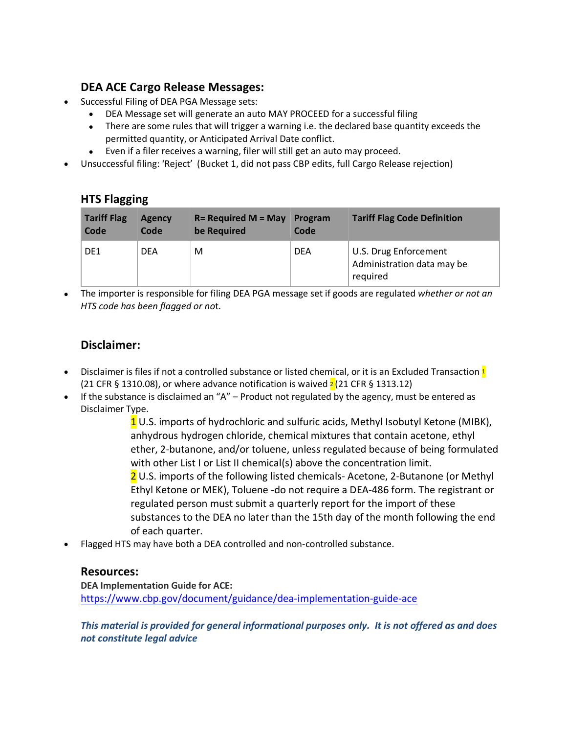### DEA ACE Cargo Release Messages:

- Successful Filing of DEA PGA Message sets:
  - DEA Message set will generate an auto MAY PROCEED for a successful filing
  - There are some rules that will trigger a warning i.e. the declared base quantity exceeds the permitted quantity, or Anticipated Arrival Date conflict.
  - Even if a filer receives a warning, filer will still get an auto may proceed.
- Unsuccessful filing: 'Reject' (Bucket 1, did not pass CBP edits, full Cargo Release rejection)

### HTS Flagging

| Tariff Flag Code | Agency Code | R= Required M = May be Required | Program Code | Tariff Flag Code Definition |
|---|---|---|---|---|
| DE1 | DEA | M | DEA | U.S. Drug Enforcement Administration data may be required |

- The importer is responsible for filing DEA PGA message set if goods are regulated *whether or not an HTS code has been flagged or no*t.

### Disclaimer:

- Disclaimer is files if not a controlled substance or listed chemical, or it is an Excluded Transaction [1] (21 CFR § 1310.08), or where advance notification is waived [2] (21 CFR § 1313.12)
- If the substance is disclaimed an "A" – Product not regulated by the agency, must be entered as Disclaimer Type.

  1 U.S. imports of hydrochloric and sulfuric acids, Methyl Isobutyl Ketone (MIBK), anhydrous hydrogen chloride, chemical mixtures that contain acetone, ethyl ether, 2-butanone, and/or toluene, unless regulated because of being formulated with other List I or List II chemical(s) above the concentration limit.

  2 U.S. imports of the following listed chemicals- Acetone, 2-Butanone (or Methyl Ethyl Ketone or MEK), Toluene -do not require a DEA-486 form. The registrant or regulated person must submit a quarterly report for the import of these substances to the DEA no later than the 15th day of the month following the end of each quarter.
- Flagged HTS may have both a DEA controlled and non-controlled substance.

### Resources:

**DEA Implementation Guide for ACE:**
https://www.cbp.gov/document/guidance/dea-implementation-guide-ace

***This material is provided for general informational purposes only. It is not offered as and does not constitute legal advice***